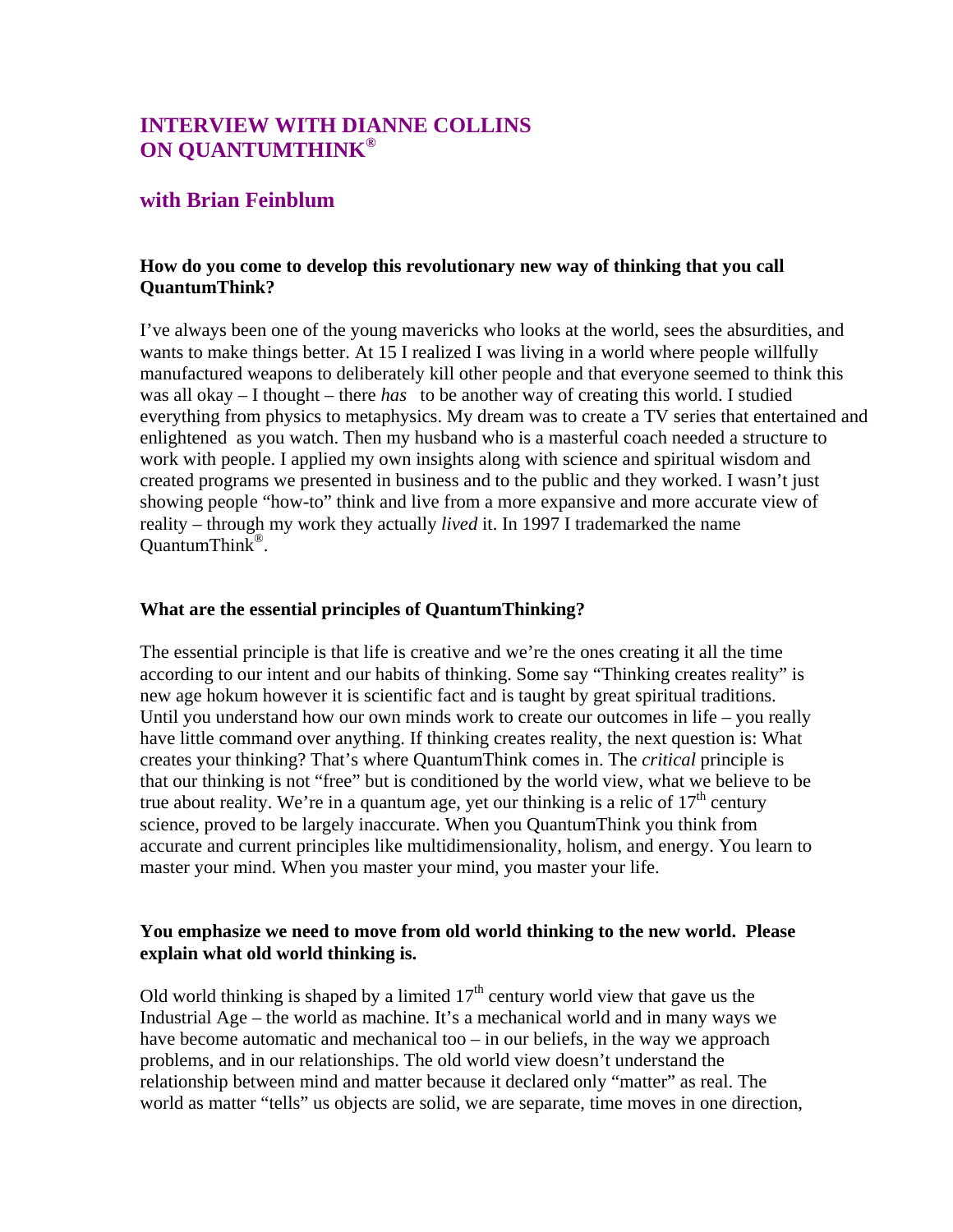# INTERVIEW WITH DIANNE COLLINS ON QUANTUMTHINK®

## with Brian Feinblum

**How do you come to develop this revolutionary new way of thinking that you call QuantumThink?**

I've always been one of the young mavericks who looks at the world, sees the absurdities, and wants to make things better. At 15 I realized I was living in a world where people willfully manufactured weapons to deliberately kill other people and that everyone seemed to think this was all okay – I thought – there *has* to be another way of creating this world. I studied everything from physics to metaphysics. My dream was to create a TV series that entertained and enlightened as you watch. Then my husband who is a masterful coach needed a structure to work with people. I applied my own insights along with science and spiritual wisdom and created programs we presented in business and to the public and they worked. I wasn't just showing people "how-to" think and live from a more expansive and more accurate view of reality – through my work they actually *lived* it. In 1997 I trademarked the name QuantumThink®.

**What are the essential principles of QuantumThinking?**

The essential principle is that life is creative and we're the ones creating it all the time according to our intent and our habits of thinking. Some say "Thinking creates reality" is new age hokum however it is scientific fact and is taught by great spiritual traditions. Until you understand how our own minds work to create our outcomes in life – you really have little command over anything. If thinking creates reality, the next question is: What creates your thinking? That's where QuantumThink comes in. The *critical* principle is that our thinking is not "free" but is conditioned by the world view, what we believe to be true about reality. We're in a quantum age, yet our thinking is a relic of 17th century science, proved to be largely inaccurate. When you QuantumThink you think from accurate and current principles like multidimensionality, holism, and energy. You learn to master your mind. When you master your mind, you master your life.

**You emphasize we need to move from old world thinking to the new world. Please explain what old world thinking is.**

Old world thinking is shaped by a limited 17th century world view that gave us the Industrial Age – the world as machine. It's a mechanical world and in many ways we have become automatic and mechanical too – in our beliefs, in the way we approach problems, and in our relationships. The old world view doesn't understand the relationship between mind and matter because it declared only "matter" as real. The world as matter "tells" us objects are solid, we are separate, time moves in one direction,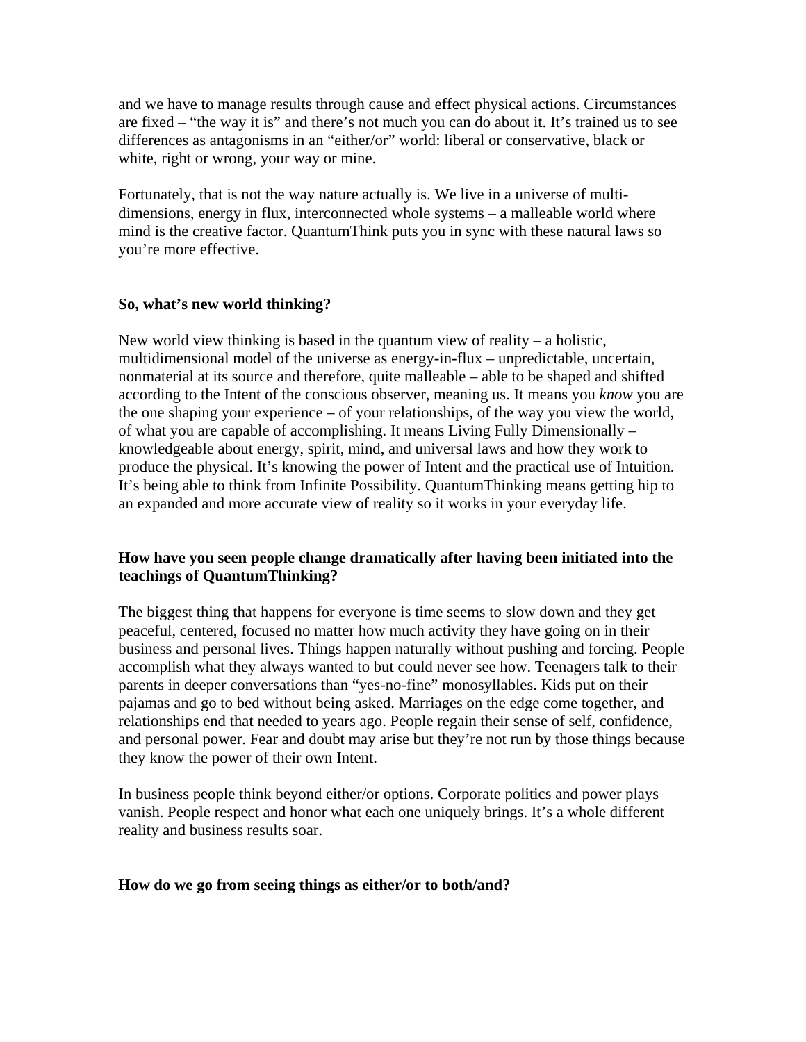and we have to manage results through cause and effect physical actions. Circumstances are fixed – "the way it is" and there's not much you can do about it. It's trained us to see differences as antagonisms in an "either/or" world: liberal or conservative, black or white, right or wrong, your way or mine.

Fortunately, that is not the way nature actually is. We live in a universe of multi-dimensions, energy in flux, interconnected whole systems – a malleable world where mind is the creative factor. QuantumThink puts you in sync with these natural laws so you're more effective.

**So, what's new world thinking?**

New world view thinking is based in the quantum view of reality – a holistic, multidimensional model of the universe as energy-in-flux – unpredictable, uncertain, nonmaterial at its source and therefore, quite malleable – able to be shaped and shifted according to the Intent of the conscious observer, meaning us. It means you *know* you are the one shaping your experience – of your relationships, of the way you view the world, of what you are capable of accomplishing. It means Living Fully Dimensionally – knowledgeable about energy, spirit, mind, and universal laws and how they work to produce the physical. It's knowing the power of Intent and the practical use of Intuition. It's being able to think from Infinite Possibility. QuantumThinking means getting hip to an expanded and more accurate view of reality so it works in your everyday life.

**How have you seen people change dramatically after having been initiated into the teachings of QuantumThinking?**

The biggest thing that happens for everyone is time seems to slow down and they get peaceful, centered, focused no matter how much activity they have going on in their business and personal lives. Things happen naturally without pushing and forcing. People accomplish what they always wanted to but could never see how. Teenagers talk to their parents in deeper conversations than "yes-no-fine" monosyllables. Kids put on their pajamas and go to bed without being asked. Marriages on the edge come together, and relationships end that needed to years ago. People regain their sense of self, confidence, and personal power. Fear and doubt may arise but they're not run by those things because they know the power of their own Intent.

In business people think beyond either/or options. Corporate politics and power plays vanish. People respect and honor what each one uniquely brings. It's a whole different reality and business results soar.

**How do we go from seeing things as either/or to both/and?**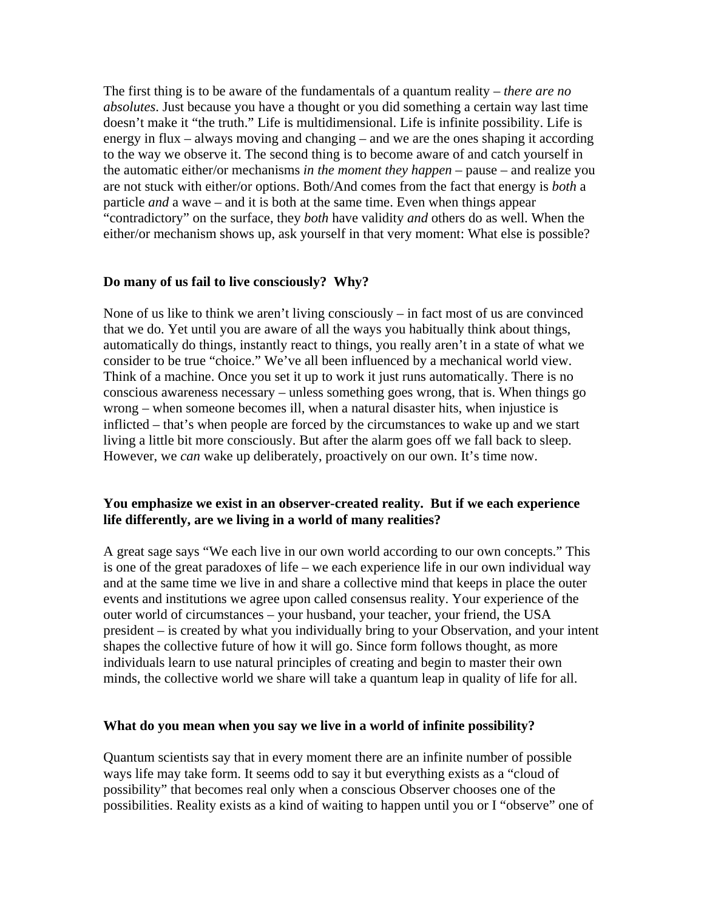The first thing is to be aware of the fundamentals of a quantum reality – *there are no absolutes*. Just because you have a thought or you did something a certain way last time doesn't make it "the truth." Life is multidimensional. Life is infinite possibility. Life is energy in flux – always moving and changing – and we are the ones shaping it according to the way we observe it. The second thing is to become aware of and catch yourself in the automatic either/or mechanisms *in the moment they happen* – pause – and realize you are not stuck with either/or options. Both/And comes from the fact that energy is *both* a particle *and* a wave – and it is both at the same time. Even when things appear "contradictory" on the surface, they *both* have validity *and* others do as well. When the either/or mechanism shows up, ask yourself in that very moment: What else is possible?

**Do many of us fail to live consciously? Why?**

None of us like to think we aren't living consciously – in fact most of us are convinced that we do. Yet until you are aware of all the ways you habitually think about things, automatically do things, instantly react to things, you really aren't in a state of what we consider to be true "choice." We've all been influenced by a mechanical world view. Think of a machine. Once you set it up to work it just runs automatically. There is no conscious awareness necessary – unless something goes wrong, that is. When things go wrong – when someone becomes ill, when a natural disaster hits, when injustice is inflicted – that's when people are forced by the circumstances to wake up and we start living a little bit more consciously. But after the alarm goes off we fall back to sleep. However, we *can* wake up deliberately, proactively on our own. It's time now.

**You emphasize we exist in an observer-created reality. But if we each experience life differently, are we living in a world of many realities?**

A great sage says "We each live in our own world according to our own concepts." This is one of the great paradoxes of life – we each experience life in our own individual way and at the same time we live in and share a collective mind that keeps in place the outer events and institutions we agree upon called consensus reality. Your experience of the outer world of circumstances – your husband, your teacher, your friend, the USA president – is created by what you individually bring to your Observation, and your intent shapes the collective future of how it will go. Since form follows thought, as more individuals learn to use natural principles of creating and begin to master their own minds, the collective world we share will take a quantum leap in quality of life for all.

**What do you mean when you say we live in a world of infinite possibility?**

Quantum scientists say that in every moment there are an infinite number of possible ways life may take form. It seems odd to say it but everything exists as a "cloud of possibility" that becomes real only when a conscious Observer chooses one of the possibilities. Reality exists as a kind of waiting to happen until you or I "observe" one of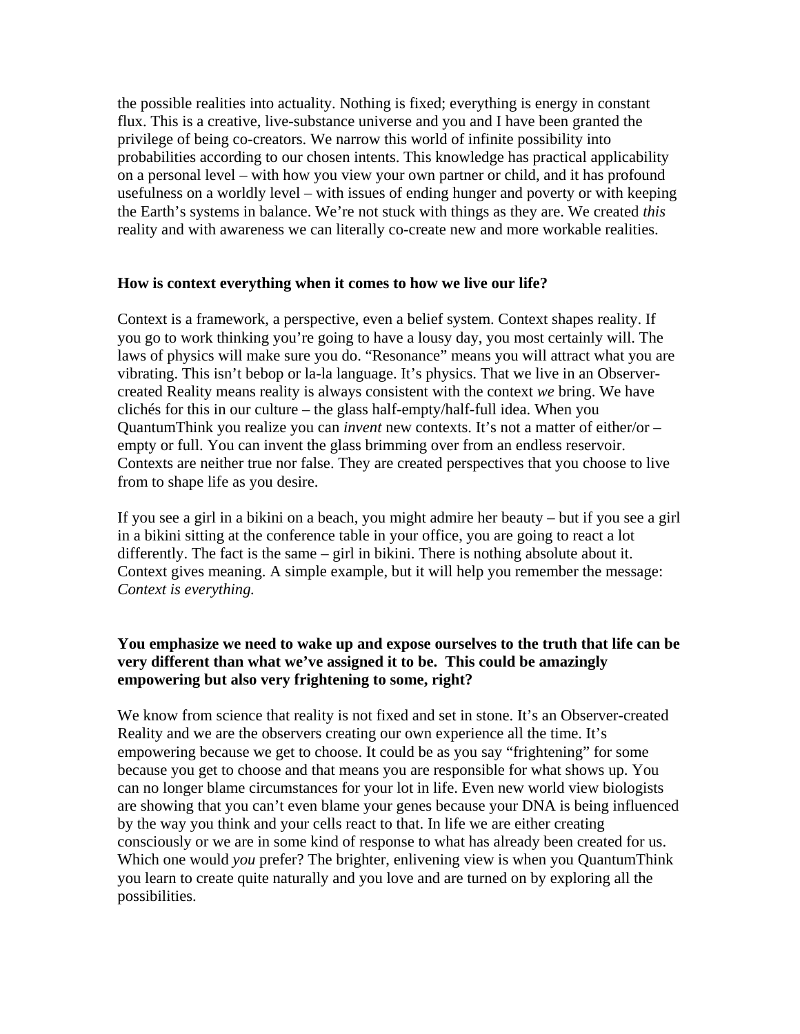the possible realities into actuality. Nothing is fixed; everything is energy in constant flux. This is a creative, live-substance universe and you and I have been granted the privilege of being co-creators. We narrow this world of infinite possibility into probabilities according to our chosen intents. This knowledge has practical applicability on a personal level – with how you view your own partner or child, and it has profound usefulness on a worldly level – with issues of ending hunger and poverty or with keeping the Earth's systems in balance. We're not stuck with things as they are. We created *this* reality and with awareness we can literally co-create new and more workable realities.

**How is context everything when it comes to how we live our life?**

Context is a framework, a perspective, even a belief system. Context shapes reality. If you go to work thinking you're going to have a lousy day, you most certainly will. The laws of physics will make sure you do. "Resonance" means you will attract what you are vibrating. This isn't bebop or la-la language. It's physics. That we live in an Observer-created Reality means reality is always consistent with the context *we* bring. We have clichés for this in our culture – the glass half-empty/half-full idea. When you QuantumThink you realize you can *invent* new contexts. It's not a matter of either/or – empty or full. You can invent the glass brimming over from an endless reservoir. Contexts are neither true nor false. They are created perspectives that you choose to live from to shape life as you desire.

If you see a girl in a bikini on a beach, you might admire her beauty – but if you see a girl in a bikini sitting at the conference table in your office, you are going to react a lot differently. The fact is the same – girl in bikini. There is nothing absolute about it. Context gives meaning. A simple example, but it will help you remember the message: *Context is everything.*

**You emphasize we need to wake up and expose ourselves to the truth that life can be very different than what we've assigned it to be. This could be amazingly empowering but also very frightening to some, right?**

We know from science that reality is not fixed and set in stone. It's an Observer-created Reality and we are the observers creating our own experience all the time. It's empowering because we get to choose. It could be as you say "frightening" for some because you get to choose and that means you are responsible for what shows up. You can no longer blame circumstances for your lot in life. Even new world view biologists are showing that you can't even blame your genes because your DNA is being influenced by the way you think and your cells react to that. In life we are either creating consciously or we are in some kind of response to what has already been created for us. Which one would *you* prefer? The brighter, enlivening view is when you QuantumThink you learn to create quite naturally and you love and are turned on by exploring all the possibilities.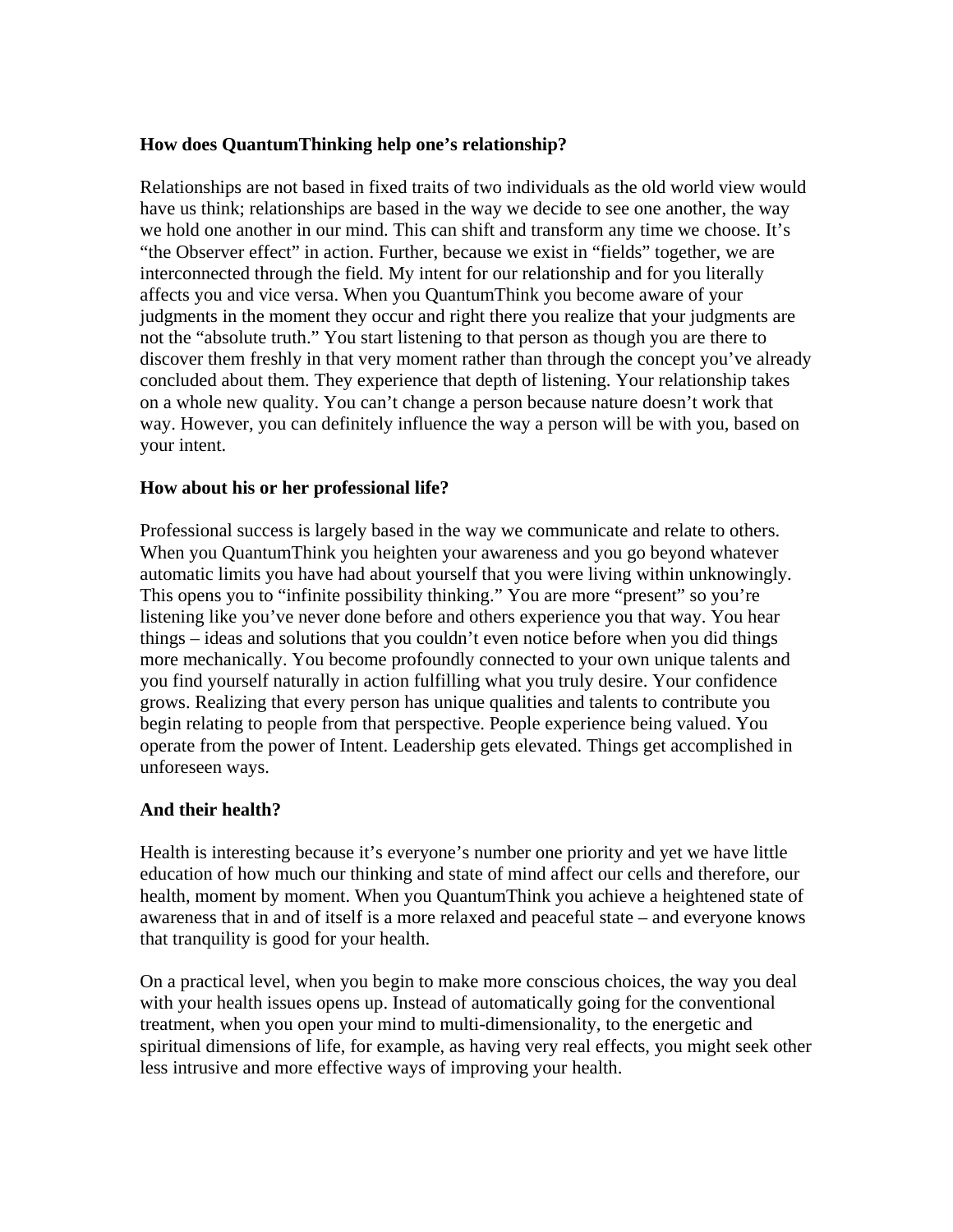**How does QuantumThinking help one's relationship?**

Relationships are not based in fixed traits of two individuals as the old world view would have us think; relationships are based in the way we decide to see one another, the way we hold one another in our mind. This can shift and transform any time we choose. It's "the Observer effect" in action. Further, because we exist in "fields" together, we are interconnected through the field. My intent for our relationship and for you literally affects you and vice versa. When you QuantumThink you become aware of your judgments in the moment they occur and right there you realize that your judgments are not the "absolute truth." You start listening to that person as though you are there to discover them freshly in that very moment rather than through the concept you've already concluded about them. They experience that depth of listening. Your relationship takes on a whole new quality. You can't change a person because nature doesn't work that way. However, you can definitely influence the way a person will be with you, based on your intent.

**How about his or her professional life?**

Professional success is largely based in the way we communicate and relate to others. When you QuantumThink you heighten your awareness and you go beyond whatever automatic limits you have had about yourself that you were living within unknowingly. This opens you to "infinite possibility thinking." You are more "present" so you're listening like you've never done before and others experience you that way. You hear things – ideas and solutions that you couldn't even notice before when you did things more mechanically. You become profoundly connected to your own unique talents and you find yourself naturally in action fulfilling what you truly desire. Your confidence grows. Realizing that every person has unique qualities and talents to contribute you begin relating to people from that perspective. People experience being valued. You operate from the power of Intent. Leadership gets elevated. Things get accomplished in unforeseen ways.

**And their health?**

Health is interesting because it's everyone's number one priority and yet we have little education of how much our thinking and state of mind affect our cells and therefore, our health, moment by moment. When you QuantumThink you achieve a heightened state of awareness that in and of itself is a more relaxed and peaceful state – and everyone knows that tranquility is good for your health.

On a practical level, when you begin to make more conscious choices, the way you deal with your health issues opens up. Instead of automatically going for the conventional treatment, when you open your mind to multi-dimensionality, to the energetic and spiritual dimensions of life, for example, as having very real effects, you might seek other less intrusive and more effective ways of improving your health.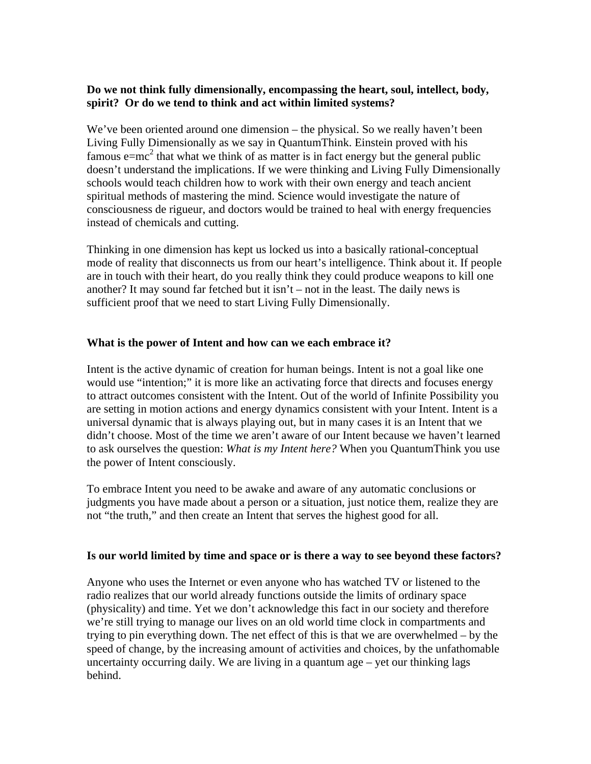**Do we not think fully dimensionally, encompassing the heart, soul, intellect, body, spirit? Or do we tend to think and act within limited systems?**

We've been oriented around one dimension – the physical. So we really haven't been Living Fully Dimensionally as we say in QuantumThink. Einstein proved with his famous $e=mc^2$ that what we think of as matter is in fact energy but the general public doesn't understand the implications. If we were thinking and Living Fully Dimensionally schools would teach children how to work with their own energy and teach ancient spiritual methods of mastering the mind. Science would investigate the nature of consciousness de rigueur, and doctors would be trained to heal with energy frequencies instead of chemicals and cutting.

Thinking in one dimension has kept us locked us into a basically rational-conceptual mode of reality that disconnects us from our heart's intelligence. Think about it. If people are in touch with their heart, do you really think they could produce weapons to kill one another? It may sound far fetched but it isn't – not in the least. The daily news is sufficient proof that we need to start Living Fully Dimensionally.

**What is the power of Intent and how can we each embrace it?**

Intent is the active dynamic of creation for human beings. Intent is not a goal like one would use "intention;" it is more like an activating force that directs and focuses energy to attract outcomes consistent with the Intent. Out of the world of Infinite Possibility you are setting in motion actions and energy dynamics consistent with your Intent. Intent is a universal dynamic that is always playing out, but in many cases it is an Intent that we didn't choose. Most of the time we aren't aware of our Intent because we haven't learned to ask ourselves the question: *What is my Intent here?* When you QuantumThink you use the power of Intent consciously.

To embrace Intent you need to be awake and aware of any automatic conclusions or judgments you have made about a person or a situation, just notice them, realize they are not "the truth," and then create an Intent that serves the highest good for all.

**Is our world limited by time and space or is there a way to see beyond these factors?**

Anyone who uses the Internet or even anyone who has watched TV or listened to the radio realizes that our world already functions outside the limits of ordinary space (physicality) and time. Yet we don't acknowledge this fact in our society and therefore we're still trying to manage our lives on an old world time clock in compartments and trying to pin everything down. The net effect of this is that we are overwhelmed – by the speed of change, by the increasing amount of activities and choices, by the unfathomable uncertainty occurring daily. We are living in a quantum age – yet our thinking lags behind.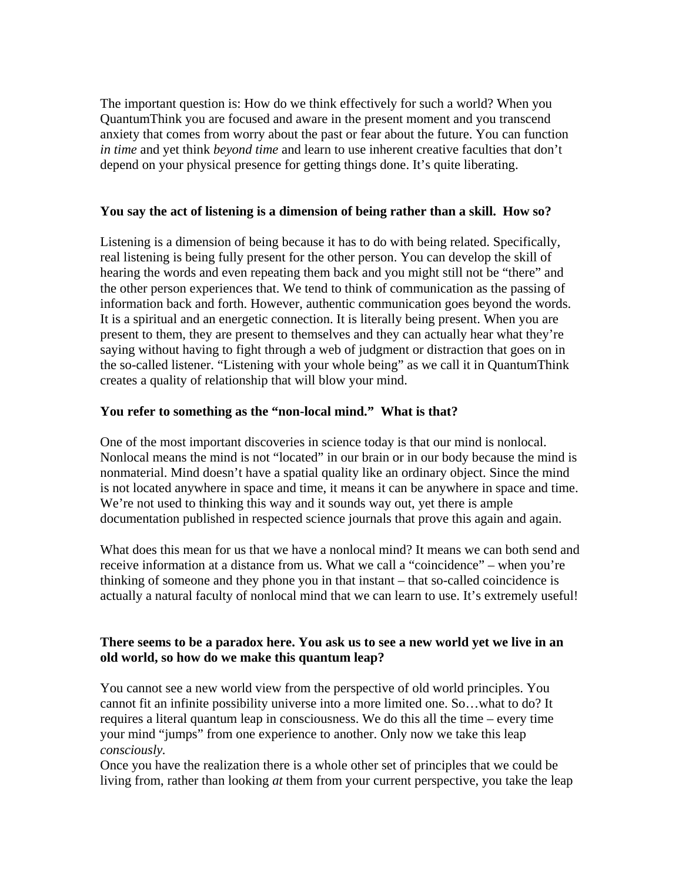The important question is: How do we think effectively for such a world? When you QuantumThink you are focused and aware in the present moment and you transcend anxiety that comes from worry about the past or fear about the future. You can function *in time* and yet think *beyond time* and learn to use inherent creative faculties that don't depend on your physical presence for getting things done. It's quite liberating.

**You say the act of listening is a dimension of being rather than a skill. How so?**

Listening is a dimension of being because it has to do with being related. Specifically, real listening is being fully present for the other person. You can develop the skill of hearing the words and even repeating them back and you might still not be "there" and the other person experiences that. We tend to think of communication as the passing of information back and forth. However, authentic communication goes beyond the words. It is a spiritual and an energetic connection. It is literally being present. When you are present to them, they are present to themselves and they can actually hear what they're saying without having to fight through a web of judgment or distraction that goes on in the so-called listener. "Listening with your whole being" as we call it in QuantumThink creates a quality of relationship that will blow your mind.

**You refer to something as the "non-local mind." What is that?**

One of the most important discoveries in science today is that our mind is nonlocal. Nonlocal means the mind is not "located" in our brain or in our body because the mind is nonmaterial. Mind doesn't have a spatial quality like an ordinary object. Since the mind is not located anywhere in space and time, it means it can be anywhere in space and time. We're not used to thinking this way and it sounds way out, yet there is ample documentation published in respected science journals that prove this again and again.

What does this mean for us that we have a nonlocal mind? It means we can both send and receive information at a distance from us. What we call a "coincidence" – when you're thinking of someone and they phone you in that instant – that so-called coincidence is actually a natural faculty of nonlocal mind that we can learn to use. It's extremely useful!

**There seems to be a paradox here. You ask us to see a new world yet we live in an old world, so how do we make this quantum leap?**

You cannot see a new world view from the perspective of old world principles. You cannot fit an infinite possibility universe into a more limited one. So…what to do? It requires a literal quantum leap in consciousness. We do this all the time – every time your mind "jumps" from one experience to another. Only now we take this leap *consciously.*

Once you have the realization there is a whole other set of principles that we could be living from, rather than looking *at* them from your current perspective, you take the leap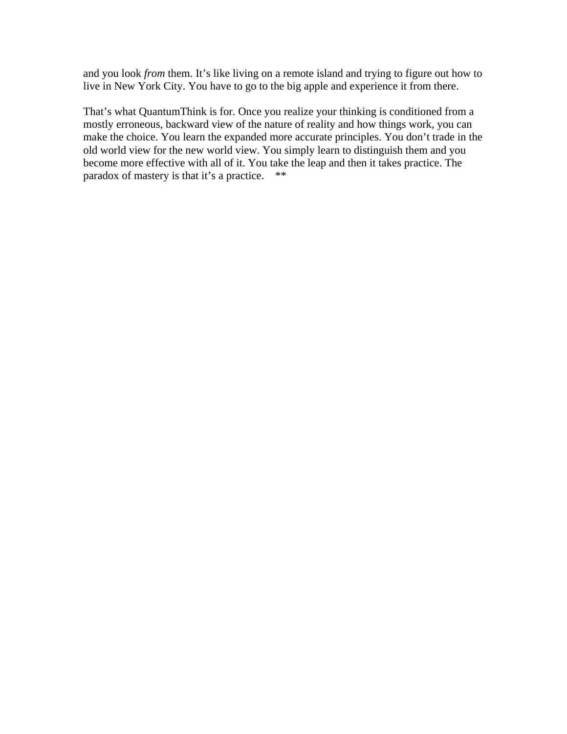and you look *from* them. It's like living on a remote island and trying to figure out how to live in New York City. You have to go to the big apple and experience it from there.

That's what QuantumThink is for. Once you realize your thinking is conditioned from a mostly erroneous, backward view of the nature of reality and how things work, you can make the choice. You learn the expanded more accurate principles. You don't trade in the old world view for the new world view. You simply learn to distinguish them and you become more effective with all of it. You take the leap and then it takes practice. The paradox of mastery is that it's a practice. **